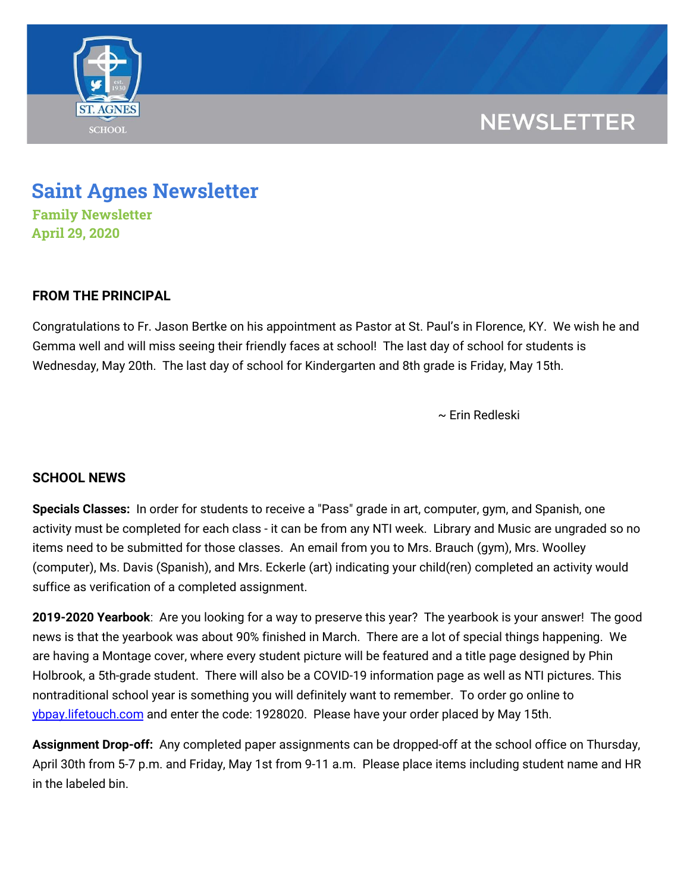NEWSLETTER

# Saint Agnes Newsletter

**Family Newsletter**
**April 29, 2020**

## FROM THE PRINCIPAL

Congratulations to Fr. Jason Bertke on his appointment as Pastor at St. Paul's in Florence, KY. We wish he and Gemma well and will miss seeing their friendly faces at school! The last day of school for students is Wednesday, May 20th. The last day of school for Kindergarten and 8th grade is Friday, May 15th.

~ Erin Redleski

## SCHOOL NEWS

**Specials Classes:** In order for students to receive a "Pass" grade in art, computer, gym, and Spanish, one activity must be completed for each class - it can be from any NTI week. Library and Music are ungraded so no items need to be submitted for those classes. An email from you to Mrs. Brauch (gym), Mrs. Woolley (computer), Ms. Davis (Spanish), and Mrs. Eckerle (art) indicating your child(ren) completed an activity would suffice as verification of a completed assignment.

**2019-2020 Yearbook**: Are you looking for a way to preserve this year? The yearbook is your answer! The good news is that the yearbook was about 90% finished in March. There are a lot of special things happening. We are having a Montage cover, where every student picture will be featured and a title page designed by Phin Holbrook, a 5th-grade student. There will also be a COVID-19 information page as well as NTI pictures. This nontraditional school year is something you will definitely want to remember. To order go online to [ybpay.lifetouch.com](ybpay.lifetouch.com) and enter the code: 1928020. Please have your order placed by May 15th.

**Assignment Drop-off:** Any completed paper assignments can be dropped-off at the school office on Thursday, April 30th from 5-7 p.m. and Friday, May 1st from 9-11 a.m. Please place items including student name and HR in the labeled bin.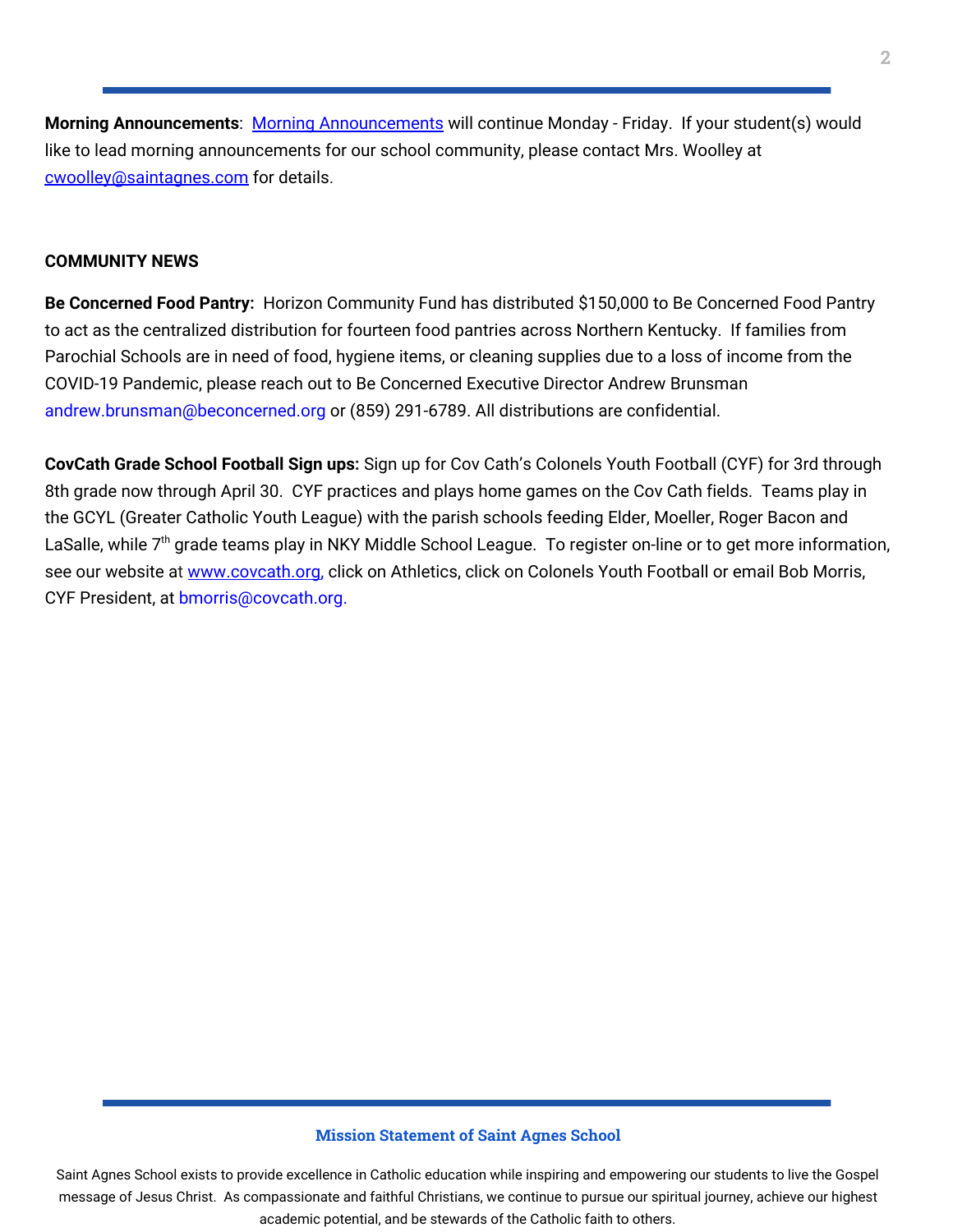**Morning Announcements**: Morning Announcements will continue Monday - Friday. If your student(s) would like to lead morning announcements for our school community, please contact Mrs. Woolley at cwoolley@saintagnes.com for details.

**COMMUNITY NEWS**

**Be Concerned Food Pantry:** Horizon Community Fund has distributed $150,000 to Be Concerned Food Pantry to act as the centralized distribution for fourteen food pantries across Northern Kentucky. If families from Parochial Schools are in need of food, hygiene items, or cleaning supplies due to a loss of income from the COVID-19 Pandemic, please reach out to Be Concerned Executive Director Andrew Brunsman andrew.brunsman@beconcerned.org or (859) 291-6789. All distributions are confidential.

**CovCath Grade School Football Sign ups:** Sign up for Cov Cath's Colonels Youth Football (CYF) for 3rd through 8th grade now through April 30. CYF practices and plays home games on the Cov Cath fields. Teams play in the GCYL (Greater Catholic Youth League) with the parish schools feeding Elder, Moeller, Roger Bacon and LaSalle, while 7th grade teams play in NKY Middle School League. To register on-line or to get more information, see our website at www.covcath.org, click on Athletics, click on Colonels Youth Football or email Bob Morris, CYF President, at bmorris@covcath.org.

**Mission Statement of Saint Agnes School**

Saint Agnes School exists to provide excellence in Catholic education while inspiring and empowering our students to live the Gospel message of Jesus Christ. As compassionate and faithful Christians, we continue to pursue our spiritual journey, achieve our highest academic potential, and be stewards of the Catholic faith to others.